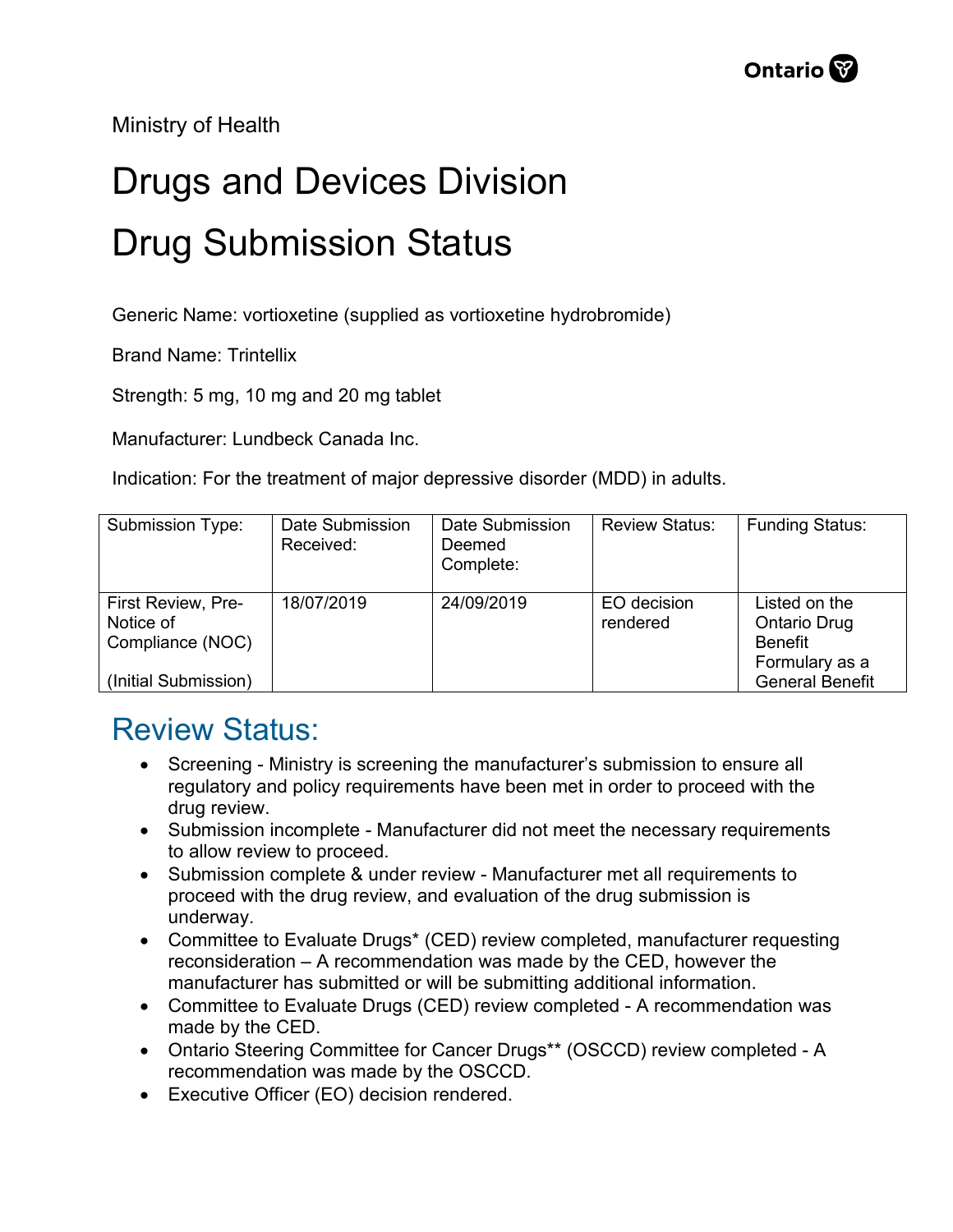Ministry of Health

# Drugs and Devices Division

# Drug Submission Status

Generic Name: vortioxetine (supplied as vortioxetine hydrobromide)

Brand Name: Trintellix

Strength: 5 mg, 10 mg and 20 mg tablet

Manufacturer: Lundbeck Canada Inc.

Indication: For the treatment of major depressive disorder (MDD) in adults.

| Submission Type: | Date Submission Received: | Date Submission Deemed Complete: | Review Status: | Funding Status: |
|---|---|---|---|---|
| First Review, Pre-Notice of Compliance (NOC) (Initial Submission) | 18/07/2019 | 24/09/2019 | EO decision rendered | Listed on the Ontario Drug Benefit Formulary as a General Benefit |

## Review Status:

- Screening - Ministry is screening the manufacturer's submission to ensure all regulatory and policy requirements have been met in order to proceed with the drug review.
- Submission incomplete - Manufacturer did not meet the necessary requirements to allow review to proceed.
- Submission complete & under review - Manufacturer met all requirements to proceed with the drug review, and evaluation of the drug submission is underway.
- Committee to Evaluate Drugs* (CED) review completed, manufacturer requesting reconsideration – A recommendation was made by the CED, however the manufacturer has submitted or will be submitting additional information.
- Committee to Evaluate Drugs (CED) review completed - A recommendation was made by the CED.
- Ontario Steering Committee for Cancer Drugs** (OSCCD) review completed - A recommendation was made by the OSCCD.
- Executive Officer (EO) decision rendered.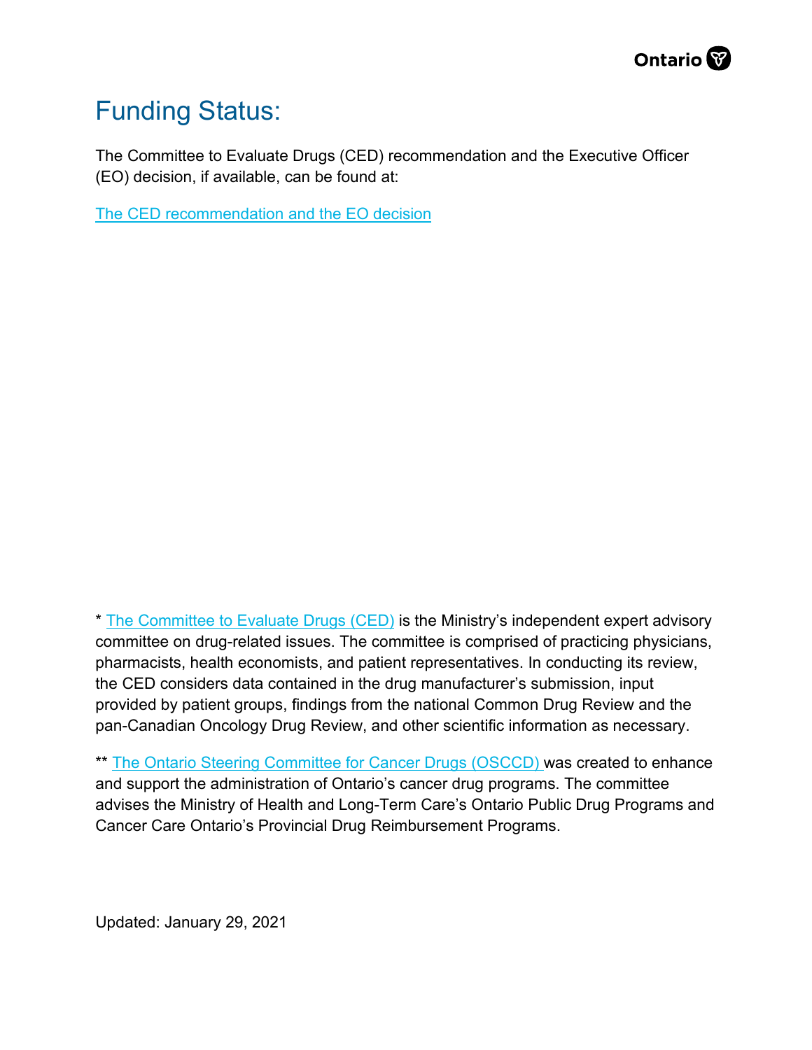# Funding Status:

The Committee to Evaluate Drugs (CED) recommendation and the Executive Officer (EO) decision, if available, can be found at:

The CED recommendation and the EO decision

* The Committee to Evaluate Drugs (CED) is the Ministry's independent expert advisory committee on drug-related issues. The committee is comprised of practicing physicians, pharmacists, health economists, and patient representatives. In conducting its review, the CED considers data contained in the drug manufacturer's submission, input provided by patient groups, findings from the national Common Drug Review and the pan-Canadian Oncology Drug Review, and other scientific information as necessary.

** The Ontario Steering Committee for Cancer Drugs (OSCCD) was created to enhance and support the administration of Ontario's cancer drug programs. The committee advises the Ministry of Health and Long-Term Care's Ontario Public Drug Programs and Cancer Care Ontario's Provincial Drug Reimbursement Programs.

Updated: January 29, 2021